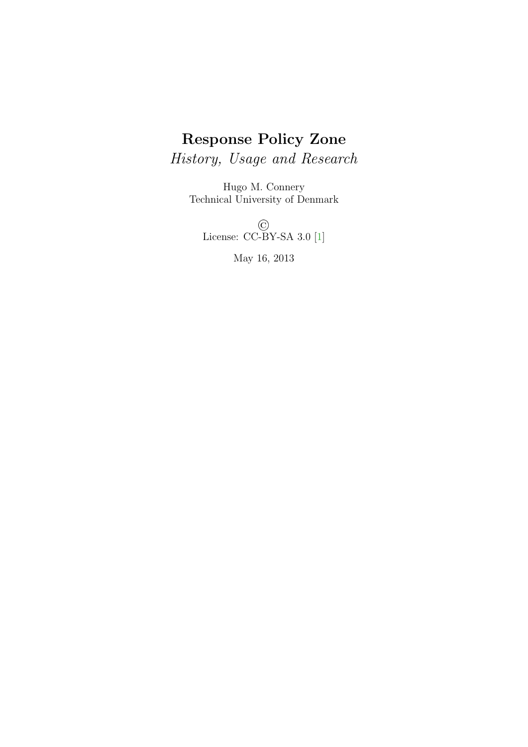# Response Policy Zone

*History, Usage and Research*

Hugo M. Connery
Technical University of Denmark

©
License: CC-BY-SA 3.0 [1]

May 16, 2013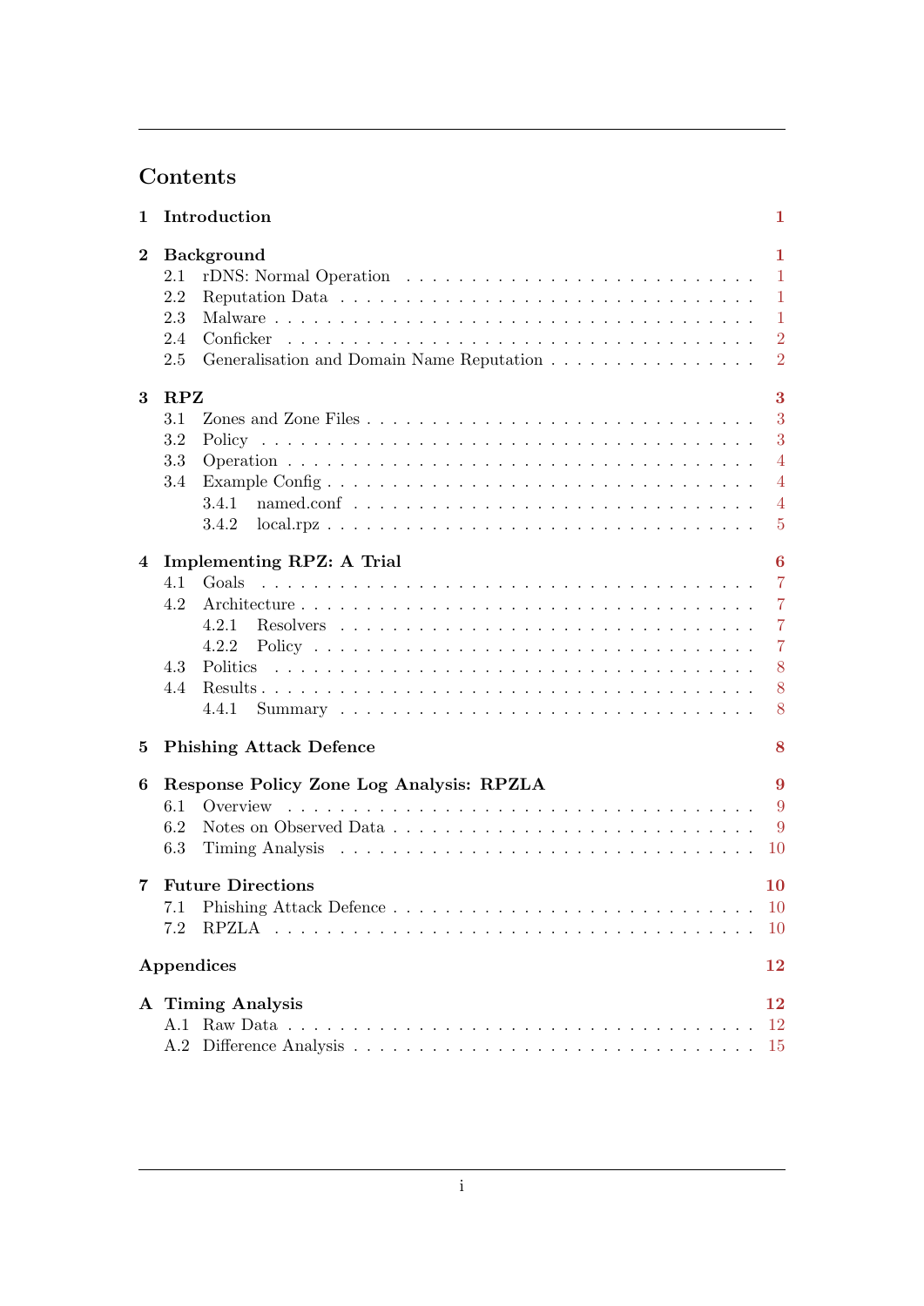# Contents

**1 Introduction** — **1**

**2 Background** — **1**
- 2.1 rDNS: Normal Operation — 1
- 2.2 Reputation Data — 1
- 2.3 Malware — 1
- 2.4 Conficker — 2
- 2.5 Generalisation and Domain Name Reputation — 2

**3 RPZ** — **3**
- 3.1 Zones and Zone Files — 3
- 3.2 Policy — 3
- 3.3 Operation — 4
- 3.4 Example Config — 4
  - 3.4.1 named.conf — 4
  - 3.4.2 local.rpz — 5

**4 Implementing RPZ: A Trial** — **6**
- 4.1 Goals — 7
- 4.2 Architecture — 7
  - 4.2.1 Resolvers — 7
  - 4.2.2 Policy — 7
- 4.3 Politics — 8
- 4.4 Results — 8
  - 4.4.1 Summary — 8

**5 Phishing Attack Defence** — **8**

**6 Response Policy Zone Log Analysis: RPZLA** — **9**
- 6.1 Overview — 9
- 6.2 Notes on Observed Data — 9
- 6.3 Timing Analysis — 10

**7 Future Directions** — **10**
- 7.1 Phishing Attack Defence — 10
- 7.2 RPZLA — 10

**Appendices** — **12**

**A Timing Analysis** — **12**
- A.1 Raw Data — 12
- A.2 Difference Analysis — 15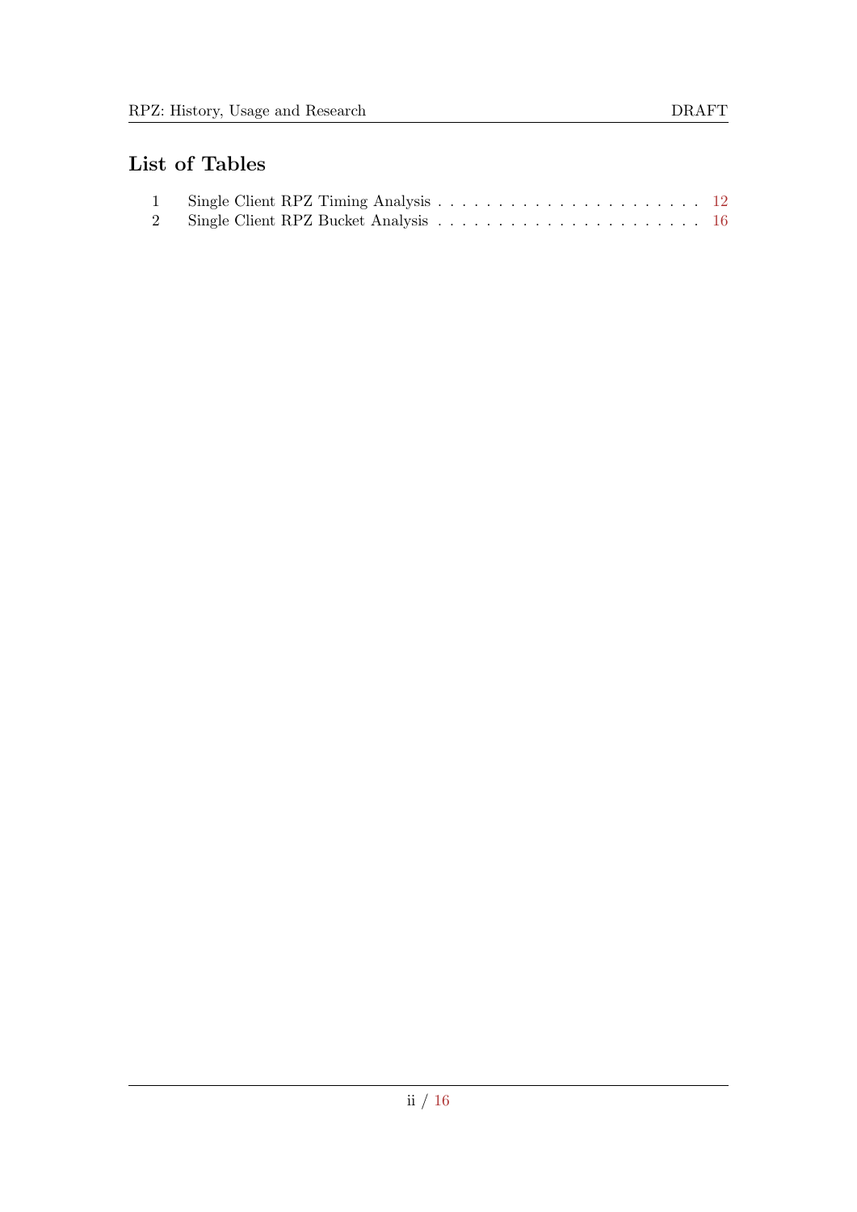## List of Tables

| | | |
|---|---|---|
| 1 | Single Client RPZ Timing Analysis | 12 |
| 2 | Single Client RPZ Bucket Analysis | 16 |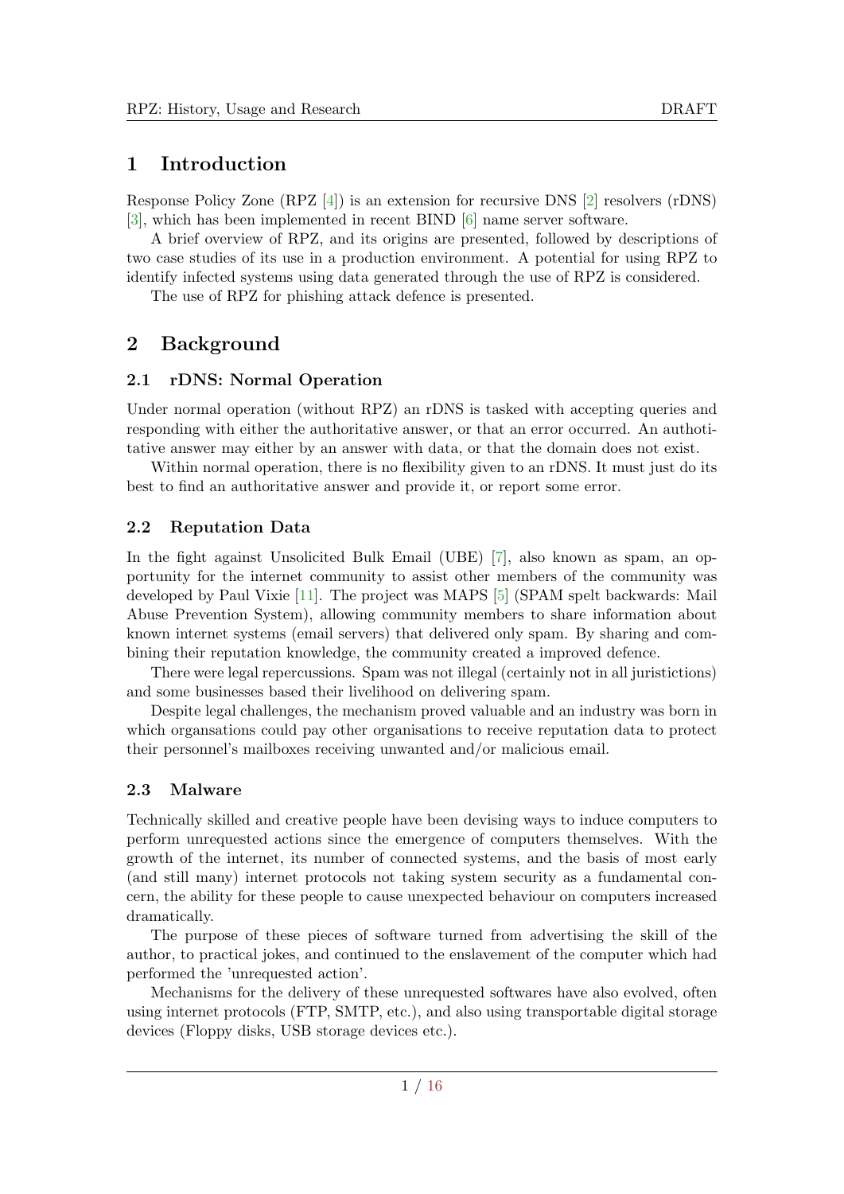# 1 Introduction

Response Policy Zone (RPZ [4]) is an extension for recursive DNS [2] resolvers (rDNS) [3], which has been implemented in recent BIND [6] name server software.

A brief overview of RPZ, and its origins are presented, followed by descriptions of two case studies of its use in a production environment. A potential for using RPZ to identify infected systems using data generated through the use of RPZ is considered.

The use of RPZ for phishing attack defence is presented.

# 2 Background

## 2.1 rDNS: Normal Operation

Under normal operation (without RPZ) an rDNS is tasked with accepting queries and responding with either the authoritative answer, or that an error occurred. An authoritative answer may either by an answer with data, or that the domain does not exist.

Within normal operation, there is no flexibility given to an rDNS. It must just do its best to find an authoritative answer and provide it, or report some error.

## 2.2 Reputation Data

In the fight against Unsolicited Bulk Email (UBE) [7], also known as spam, an opportunity for the internet community to assist other members of the community was developed by Paul Vixie [11]. The project was MAPS [5] (SPAM spelt backwards: Mail Abuse Prevention System), allowing community members to share information about known internet systems (email servers) that delivered only spam. By sharing and combining their reputation knowledge, the community created a improved defence.

There were legal repercussions. Spam was not illegal (certainly not in all juristictions) and some businesses based their livelihood on delivering spam.

Despite legal challenges, the mechanism proved valuable and an industry was born in which organsations could pay other organisations to receive reputation data to protect their personnel's mailboxes receiving unwanted and/or malicious email.

## 2.3 Malware

Technically skilled and creative people have been devising ways to induce computers to perform unrequested actions since the emergence of computers themselves. With the growth of the internet, its number of connected systems, and the basis of most early (and still many) internet protocols not taking system security as a fundamental concern, the ability for these people to cause unexpected behaviour on computers increased dramatically.

The purpose of these pieces of software turned from advertising the skill of the author, to practical jokes, and continued to the enslavement of the computer which had performed the 'unrequested action'.

Mechanisms for the delivery of these unrequested softwares have also evolved, often using internet protocols (FTP, SMTP, etc.), and also using transportable digital storage devices (Floppy disks, USB storage devices etc.).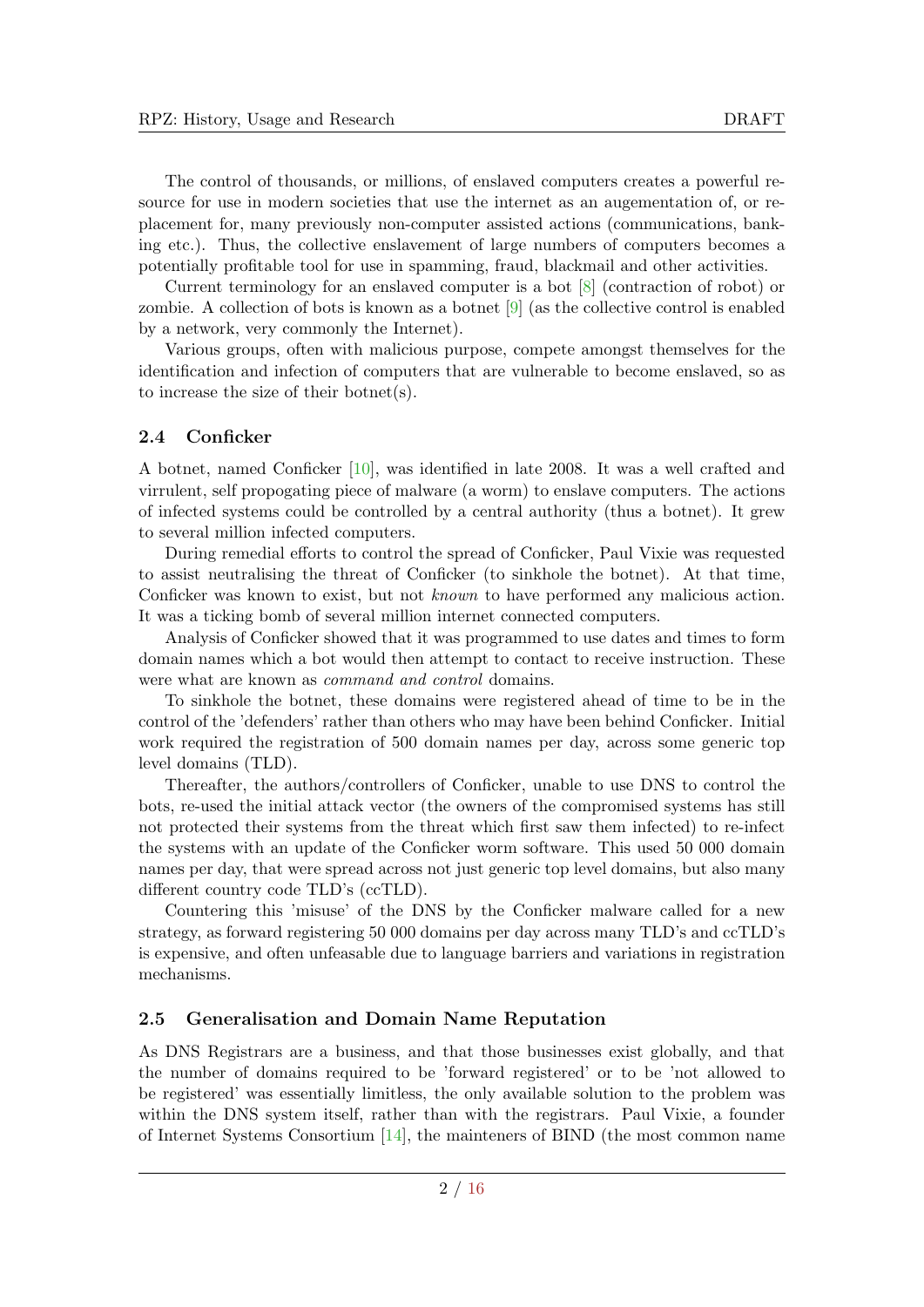The control of thousands, or millions, of enslaved computers creates a powerful resource for use in modern societies that use the internet as an augementation of, or replacement for, many previously non-computer assisted actions (communications, banking etc.). Thus, the collective enslavement of large numbers of computers becomes a potentially profitable tool for use in spamming, fraud, blackmail and other activities.

Current terminology for an enslaved computer is a bot [8] (contraction of robot) or zombie. A collection of bots is known as a botnet [9] (as the collective control is enabled by a network, very commonly the Internet).

Various groups, often with malicious purpose, compete amongst themselves for the identification and infection of computers that are vulnerable to become enslaved, so as to increase the size of their botnet(s).

### 2.4 Conficker

A botnet, named Conficker [10], was identified in late 2008. It was a well crafted and virrulent, self propogating piece of malware (a worm) to enslave computers. The actions of infected systems could be controlled by a central authority (thus a botnet). It grew to several million infected computers.

During remedial efforts to control the spread of Conficker, Paul Vixie was requested to assist neutralising the threat of Conficker (to sinkhole the botnet). At that time, Conficker was known to exist, but not *known* to have performed any malicious action. It was a ticking bomb of several million internet connected computers.

Analysis of Conficker showed that it was programmed to use dates and times to form domain names which a bot would then attempt to contact to receive instruction. These were what are known as *command and control* domains.

To sinkhole the botnet, these domains were registered ahead of time to be in the control of the 'defenders' rather than others who may have been behind Conficker. Initial work required the registration of 500 domain names per day, across some generic top level domains (TLD).

Thereafter, the authors/controllers of Conficker, unable to use DNS to control the bots, re-used the initial attack vector (the owners of the compromised systems has still not protected their systems from the threat which first saw them infected) to re-infect the systems with an update of the Conficker worm software. This used 50 000 domain names per day, that were spread across not just generic top level domains, but also many different country code TLD's (ccTLD).

Countering this 'misuse' of the DNS by the Conficker malware called for a new strategy, as forward registering 50 000 domains per day across many TLD's and ccTLD's is expensive, and often unfeasable due to language barriers and variations in registration mechanisms.

### 2.5 Generalisation and Domain Name Reputation

As DNS Registrars are a business, and that those businesses exist globally, and that the number of domains required to be 'forward registered' or to be 'not allowed to be registered' was essentially limitless, the only available solution to the problem was within the DNS system itself, rather than with the registrars. Paul Vixie, a founder of Internet Systems Consortium [14], the mainteners of BIND (the most common name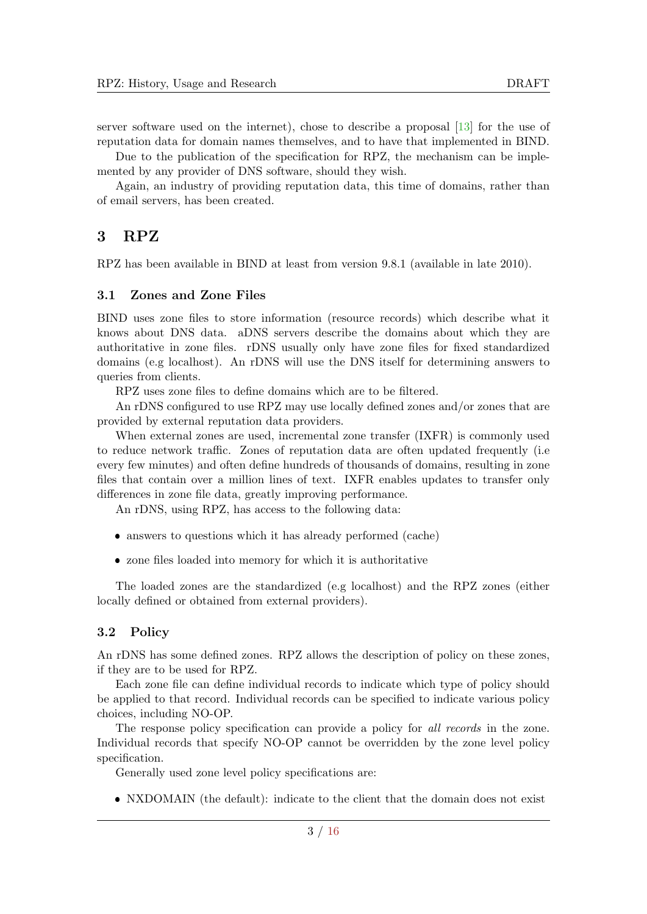server software used on the internet), chose to describe a proposal [13] for the use of reputation data for domain names themselves, and to have that implemented in BIND.

Due to the publication of the specification for RPZ, the mechanism can be implemented by any provider of DNS software, should they wish.

Again, an industry of providing reputation data, this time of domains, rather than of email servers, has been created.

# 3 RPZ

RPZ has been available in BIND at least from version 9.8.1 (available in late 2010).

## 3.1 Zones and Zone Files

BIND uses zone files to store information (resource records) which describe what it knows about DNS data. aDNS servers describe the domains about which they are authoritative in zone files. rDNS usually only have zone files for fixed standardized domains (e.g localhost). An rDNS will use the DNS itself for determining answers to queries from clients.

RPZ uses zone files to define domains which are to be filtered.

An rDNS configured to use RPZ may use locally defined zones and/or zones that are provided by external reputation data providers.

When external zones are used, incremental zone transfer (IXFR) is commonly used to reduce network traffic. Zones of reputation data are often updated frequently (i.e every few minutes) and often define hundreds of thousands of domains, resulting in zone files that contain over a million lines of text. IXFR enables updates to transfer only differences in zone file data, greatly improving performance.

An rDNS, using RPZ, has access to the following data:

- answers to questions which it has already performed (cache)
- zone files loaded into memory for which it is authoritative

The loaded zones are the standardized (e.g localhost) and the RPZ zones (either locally defined or obtained from external providers).

## 3.2 Policy

An rDNS has some defined zones. RPZ allows the description of policy on these zones, if they are to be used for RPZ.

Each zone file can define individual records to indicate which type of policy should be applied to that record. Individual records can be specified to indicate various policy choices, including NO-OP.

The response policy specification can provide a policy for *all records* in the zone. Individual records that specify NO-OP cannot be overridden by the zone level policy specification.

Generally used zone level policy specifications are:

- NXDOMAIN (the default): indicate to the client that the domain does not exist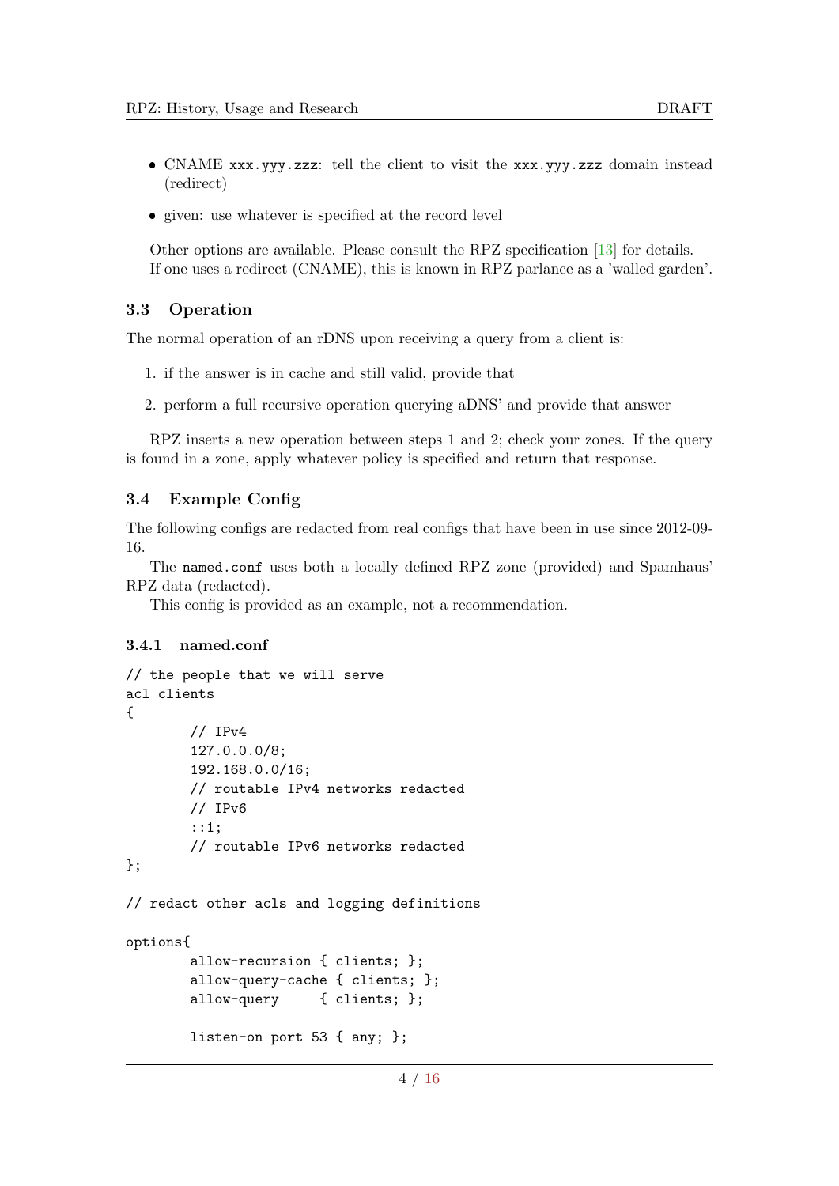- CNAME `xxx.yyy.zzz`: tell the client to visit the `xxx.yyy.zzz` domain instead (redirect)
- given: use whatever is specified at the record level

Other options are available. Please consult the RPZ specification [13] for details.
If one uses a redirect (CNAME), this is known in RPZ parlance as a 'walled garden'.

## 3.3 Operation

The normal operation of an rDNS upon receiving a query from a client is:

1. if the answer is in cache and still valid, provide that
2. perform a full recursive operation querying aDNS' and provide that answer

RPZ inserts a new operation between steps 1 and 2; check your zones. If the query is found in a zone, apply whatever policy is specified and return that response.

## 3.4 Example Config

The following configs are redacted from real configs that have been in use since 2012-09-16.

The `named.conf` uses both a locally defined RPZ zone (provided) and Spamhaus' RPZ data (redacted).

This config is provided as an example, not a recommendation.

### 3.4.1 named.conf

```
// the people that we will serve
acl clients
{
        // IPv4
        127.0.0.0/8;
        192.168.0.0/16;
        // routable IPv4 networks redacted
        // IPv6
        ::1;
        // routable IPv6 networks redacted
};

// redact other acls and logging definitions

options{
        allow-recursion { clients; };
        allow-query-cache { clients; };
        allow-query     { clients; };

        listen-on port 53 { any; };
```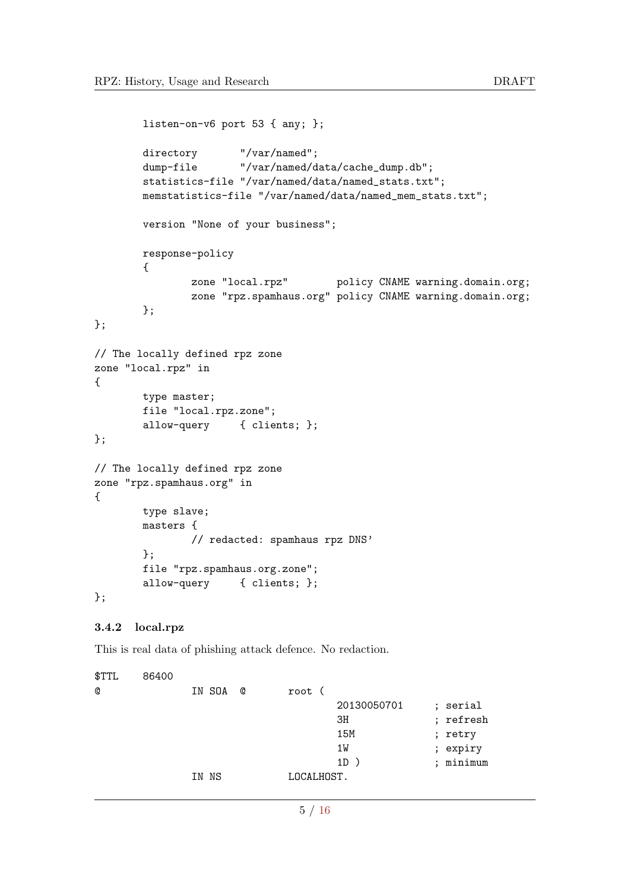```
        listen-on-v6 port 53 { any; };

        directory       "/var/named";
        dump-file       "/var/named/data/cache_dump.db";
        statistics-file "/var/named/data/named_stats.txt";
        memstatistics-file "/var/named/data/named_mem_stats.txt";

        version "None of your business";

        response-policy
        {
                zone "local.rpz"        policy CNAME warning.domain.org;
                zone "rpz.spamhaus.org" policy CNAME warning.domain.org;
        };
};

// The locally defined rpz zone
zone "local.rpz" in
{
        type master;
        file "local.rpz.zone";
        allow-query     { clients; };
};

// The locally defined rpz zone
zone "rpz.spamhaus.org" in
{
        type slave;
        masters {
                // redacted: spamhaus rpz DNS'
        };
        file "rpz.spamhaus.org.zone";
        allow-query     { clients; };
};
```

### 3.4.2 local.rpz

This is real data of phishing attack defence. No redaction.

```
$TTL    86400
@               IN SOA  @       root (
                                20130050701     ; serial
                                3H              ; refresh
                                15M             ; retry
                                1W              ; expiry
                                1D )            ; minimum
                IN NS           LOCALHOST.
```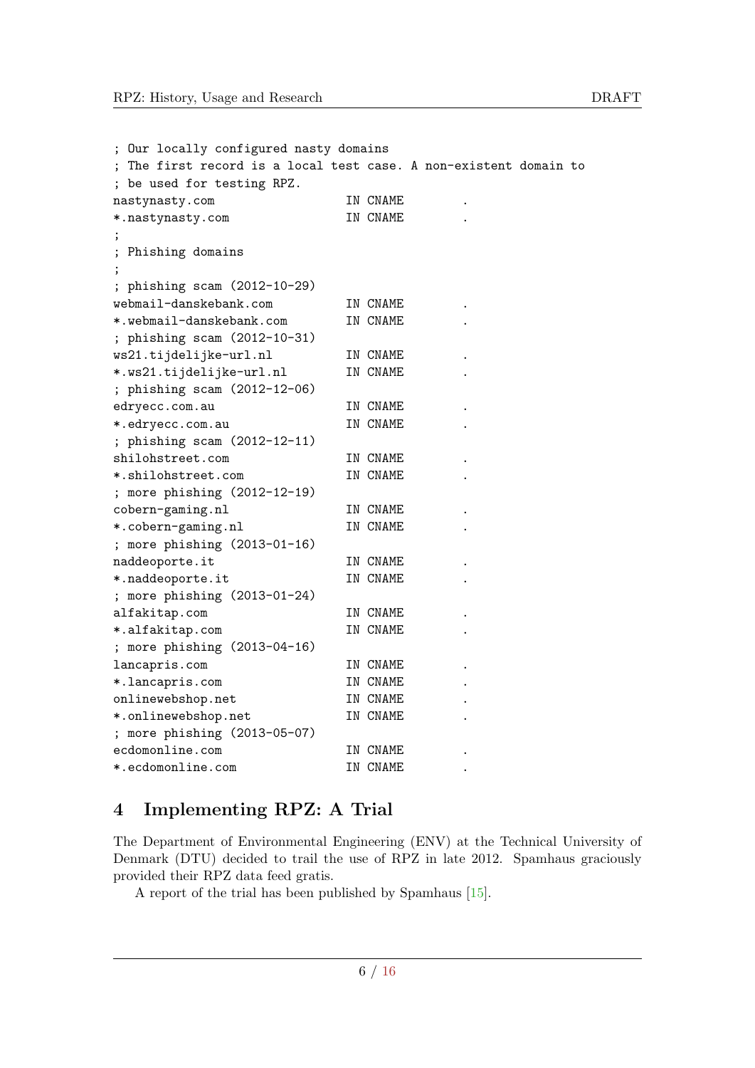```
; Our locally configured nasty domains
; The first record is a local test case. A non-existent domain to
; be used for testing RPZ.
nastynasty.com              IN CNAME        .
*.nastynasty.com            IN CNAME        .
;
; Phishing domains
;
; phishing scam (2012-10-29)
webmail-danskebank.com      IN CNAME        .
*.webmail-danskebank.com    IN CNAME        .
; phishing scam (2012-10-31)
ws21.tijdelijke-url.nl      IN CNAME        .
*.ws21.tijdelijke-url.nl    IN CNAME        .
; phishing scam (2012-12-06)
edryecc.com.au              IN CNAME        .
*.edryecc.com.au            IN CNAME        .
; phishing scam (2012-12-11)
shilohstreet.com            IN CNAME        .
*.shilohstreet.com          IN CNAME        .
; more phishing (2012-12-19)
cobern-gaming.nl            IN CNAME        .
*.cobern-gaming.nl          IN CNAME        .
; more phishing (2013-01-16)
naddeoporte.it              IN CNAME        .
*.naddeoporte.it            IN CNAME        .
; more phishing (2013-01-24)
alfakitap.com               IN CNAME        .
*.alfakitap.com             IN CNAME        .
; more phishing (2013-04-16)
lancapris.com               IN CNAME        .
*.lancapris.com             IN CNAME        .
onlinewebshop.net           IN CNAME        .
*.onlinewebshop.net         IN CNAME        .
; more phishing (2013-05-07)
ecdomonline.com             IN CNAME        .
*.ecdomonline.com           IN CNAME        .
```

## 4 Implementing RPZ: A Trial

The Department of Environmental Engineering (ENV) at the Technical University of Denmark (DTU) decided to trail the use of RPZ in late 2012. Spamhaus graciously provided their RPZ data feed gratis.

A report of the trial has been published by Spamhaus [15].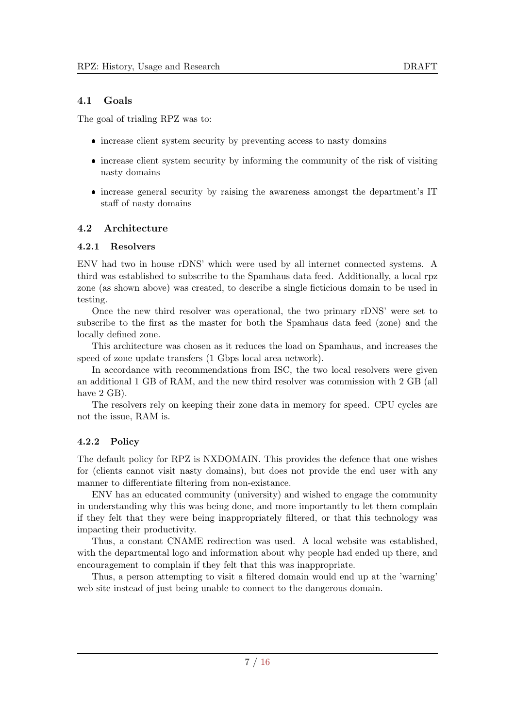### 4.1 Goals

The goal of trialing RPZ was to:

- increase client system security by preventing access to nasty domains
- increase client system security by informing the community of the risk of visiting nasty domains
- increase general security by raising the awareness amongst the department's IT staff of nasty domains

### 4.2 Architecture

#### 4.2.1 Resolvers

ENV had two in house rDNS' which were used by all internet connected systems. A third was established to subscribe to the Spamhaus data feed. Additionally, a local rpz zone (as shown above) was created, to describe a single ficticious domain to be used in testing.

Once the new third resolver was operational, the two primary rDNS' were set to subscribe to the first as the master for both the Spamhaus data feed (zone) and the locally defined zone.

This architecture was chosen as it reduces the load on Spamhaus, and increases the speed of zone update transfers (1 Gbps local area network).

In accordance with recommendations from ISC, the two local resolvers were given an additional 1 GB of RAM, and the new third resolver was commission with 2 GB (all have 2 GB).

The resolvers rely on keeping their zone data in memory for speed. CPU cycles are not the issue, RAM is.

#### 4.2.2 Policy

The default policy for RPZ is NXDOMAIN. This provides the defence that one wishes for (clients cannot visit nasty domains), but does not provide the end user with any manner to differentiate filtering from non-existance.

ENV has an educated community (university) and wished to engage the community in understanding why this was being done, and more importantly to let them complain if they felt that they were being inappropriately filtered, or that this technology was impacting their productivity.

Thus, a constant CNAME redirection was used. A local website was established, with the departmental logo and information about why people had ended up there, and encouragement to complain if they felt that this was inappropriate.

Thus, a person attempting to visit a filtered domain would end up at the 'warning' web site instead of just being unable to connect to the dangerous domain.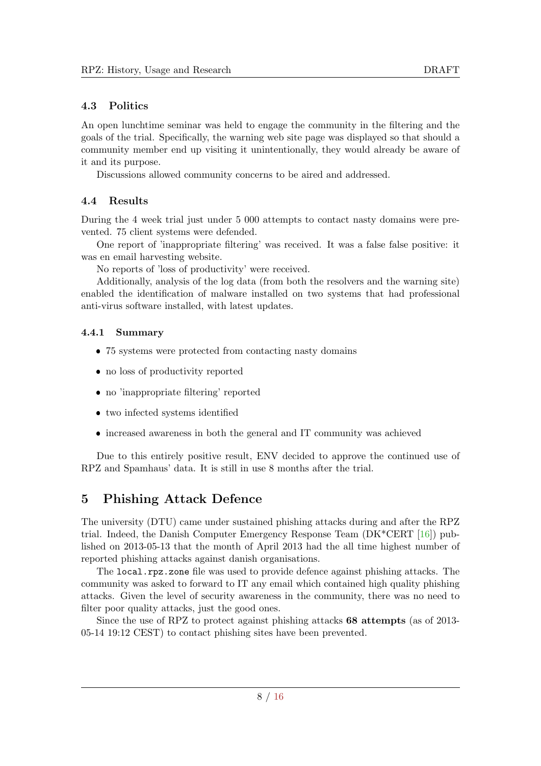### 4.3 Politics

An open lunchtime seminar was held to engage the community in the filtering and the goals of the trial. Specifically, the warning web site page was displayed so that should a community member end up visiting it unintentionally, they would already be aware of it and its purpose.

Discussions allowed community concerns to be aired and addressed.

### 4.4 Results

During the 4 week trial just under 5 000 attempts to contact nasty domains were prevented. 75 client systems were defended.

One report of 'inappropriate filtering' was received. It was a false false positive: it was en email harvesting website.

No reports of 'loss of productivity' were received.

Additionally, analysis of the log data (from both the resolvers and the warning site) enabled the identification of malware installed on two systems that had professional anti-virus software installed, with latest updates.

#### 4.4.1 Summary

- 75 systems were protected from contacting nasty domains
- no loss of productivity reported
- no 'inappropriate filtering' reported
- two infected systems identified
- increased awareness in both the general and IT community was achieved

Due to this entirely positive result, ENV decided to approve the continued use of RPZ and Spamhaus' data. It is still in use 8 months after the trial.

## 5 Phishing Attack Defence

The university (DTU) came under sustained phishing attacks during and after the RPZ trial. Indeed, the Danish Computer Emergency Response Team (DK*CERT [16]) published on 2013-05-13 that the month of April 2013 had the all time highest number of reported phishing attacks against danish organisations.

The `local.rpz.zone` file was used to provide defence against phishing attacks. The community was asked to forward to IT any email which contained high quality phishing attacks. Given the level of security awareness in the community, there was no need to filter poor quality attacks, just the good ones.

Since the use of RPZ to protect against phishing attacks **68 attempts** (as of 2013-05-14 19:12 CEST) to contact phishing sites have been prevented.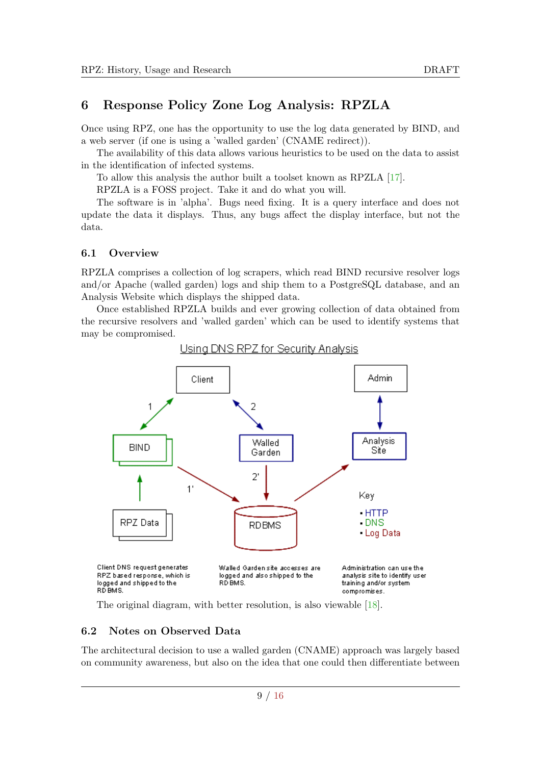# 6 Response Policy Zone Log Analysis: RPZLA

Once using RPZ, one has the opportunity to use the log data generated by BIND, and a web server (if one is using a 'walled garden' (CNAME redirect)).

The availability of this data allows various heuristics to be used on the data to assist in the identification of infected systems.

To allow this analysis the author built a toolset known as RPZLA [17].

RPZLA is a FOSS project. Take it and do what you will.

The software is in 'alpha'. Bugs need fixing. It is a query interface and does not update the data it displays. Thus, any bugs affect the display interface, but not the data.

## 6.1 Overview

RPZLA comprises a collection of log scrapers, which read BIND recursive resolver logs and/or Apache (walled garden) logs and ship them to a PostgreSQL database, and an Analysis Website which displays the shipped data.

Once established RPZLA builds and ever growing collection of data obtained from the recursive resolvers and 'walled garden' which can be used to identify systems that may be compromised.

Using DNS RPZ for Security Analysis

Client | Admin | BIND | Walled Garden | Analysis Site | RPZ Data | RDBMS

1 | 2 | 1' | 2'

Key
- HTTP
- DNS
- Log Data

Client DNS request generates RPZ based response, which is logged and shipped to the RDBMS.

Walled Garden site accesses are logged and also shipped to the RDBMS.

Administration can use the analysis site to identify user training and/or system compromises.

The original diagram, with better resolution, is also viewable [18].

## 6.2 Notes on Observed Data

The architectural decision to use a walled garden (CNAME) approach was largely based on community awareness, but also on the idea that one could then differentiate between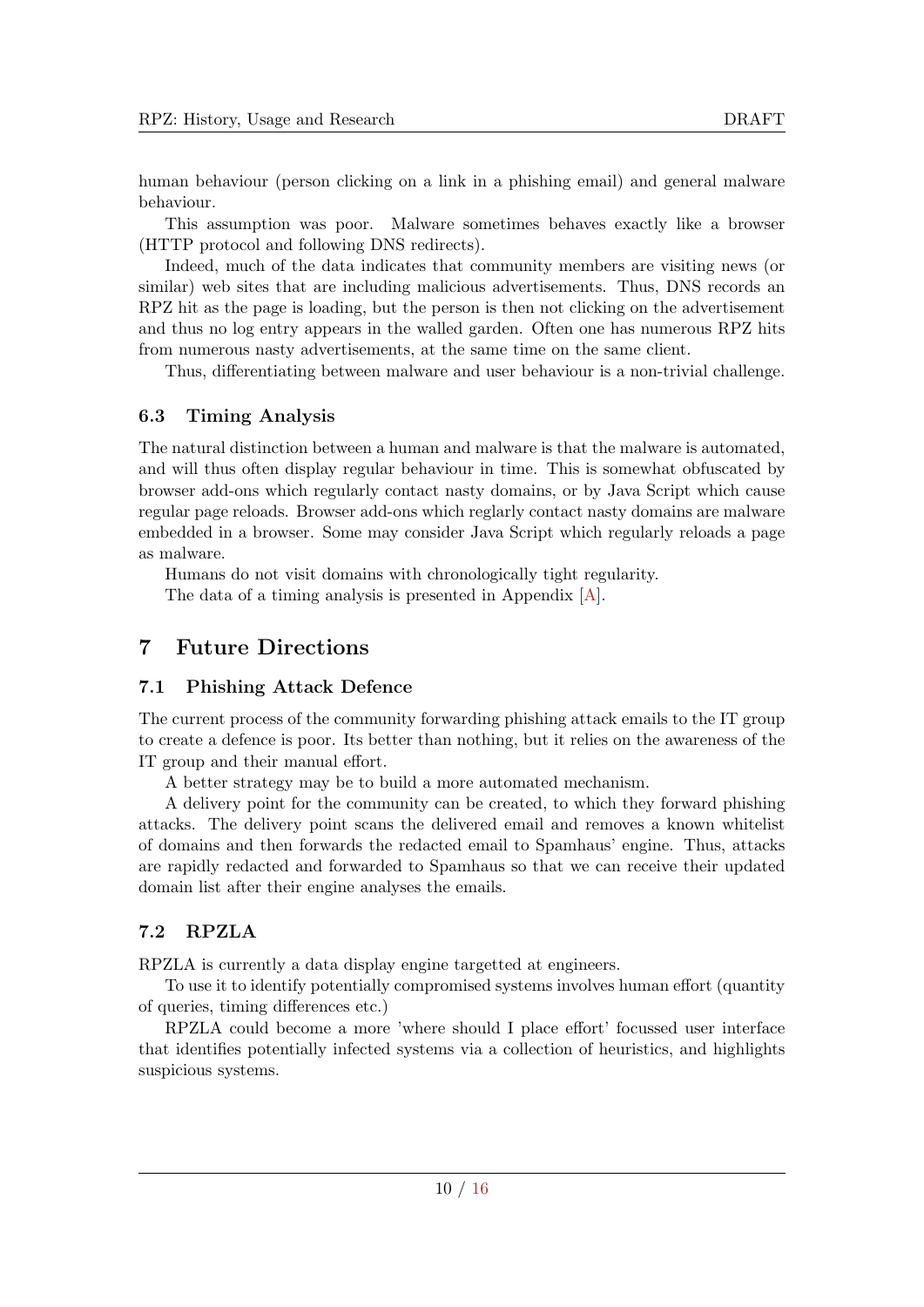human behaviour (person clicking on a link in a phishing email) and general malware behaviour.

This assumption was poor. Malware sometimes behaves exactly like a browser (HTTP protocol and following DNS redirects).

Indeed, much of the data indicates that community members are visiting news (or similar) web sites that are including malicious advertisements. Thus, DNS records an RPZ hit as the page is loading, but the person is then not clicking on the advertisement and thus no log entry appears in the walled garden. Often one has numerous RPZ hits from numerous nasty advertisements, at the same time on the same client.

Thus, differentiating between malware and user behaviour is a non-trivial challenge.

### 6.3 Timing Analysis

The natural distinction between a human and malware is that the malware is automated, and will thus often display regular behaviour in time. This is somewhat obfuscated by browser add-ons which regularly contact nasty domains, or by Java Script which cause regular page reloads. Browser add-ons which reglarly contact nasty domains are malware embedded in a browser. Some may consider Java Script which regularly reloads a page as malware.

Humans do not visit domains with chronologically tight regularity.

The data of a timing analysis is presented in Appendix [A].

## 7 Future Directions

### 7.1 Phishing Attack Defence

The current process of the community forwarding phishing attack emails to the IT group to create a defence is poor. Its better than nothing, but it relies on the awareness of the IT group and their manual effort.

A better strategy may be to build a more automated mechanism.

A delivery point for the community can be created, to which they forward phishing attacks. The delivery point scans the delivered email and removes a known whitelist of domains and then forwards the redacted email to Spamhaus' engine. Thus, attacks are rapidly redacted and forwarded to Spamhaus so that we can receive their updated domain list after their engine analyses the emails.

### 7.2 RPZLA

RPZLA is currently a data display engine targetted at engineers.

To use it to identify potentially compromised systems involves human effort (quantity of queries, timing differences etc.)

RPZLA could become a more 'where should I place effort' focussed user interface that identifies potentially infected systems via a collection of heuristics, and highlights suspicious systems.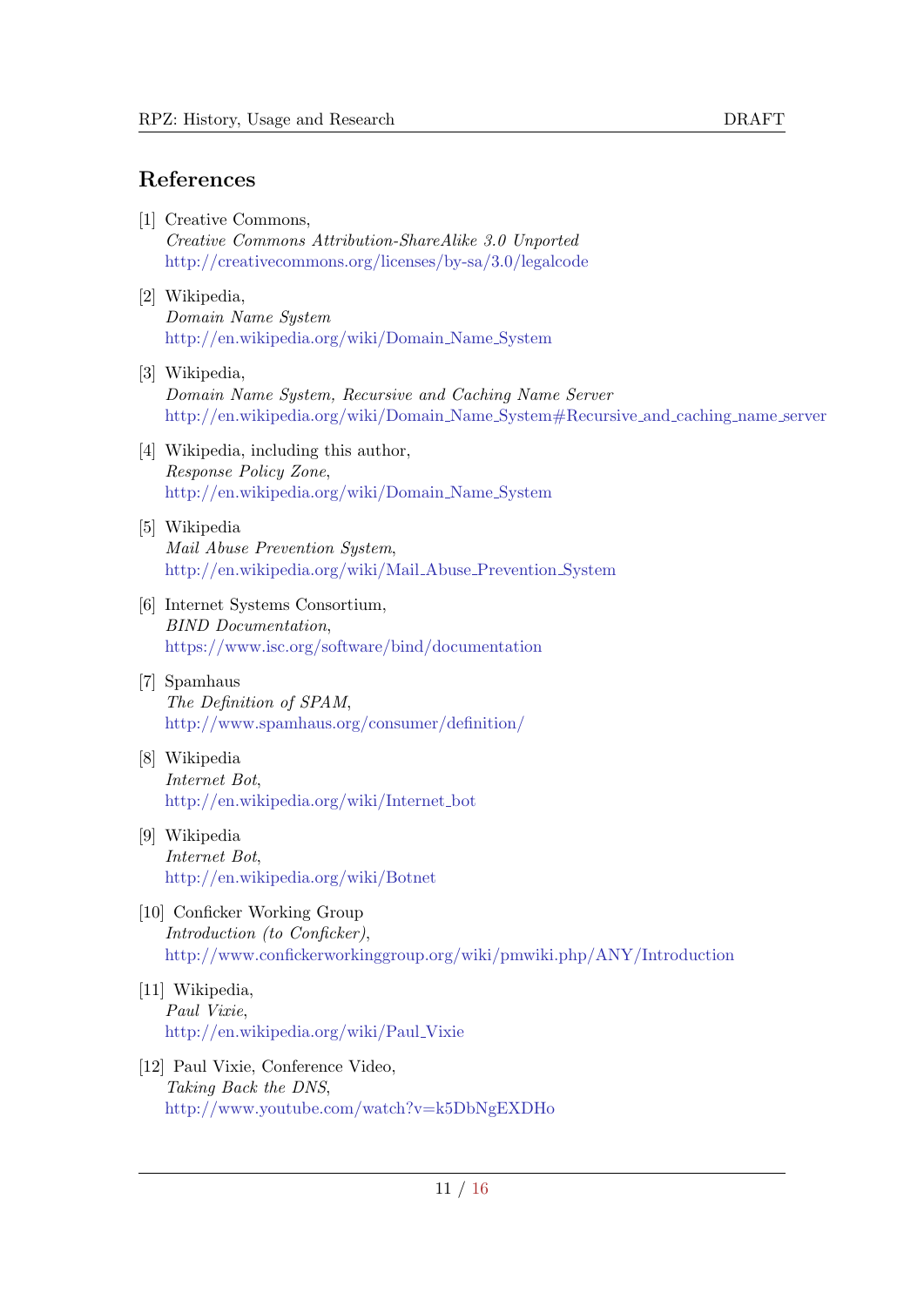## References

[1] Creative Commons,
*Creative Commons Attribution-ShareAlike 3.0 Unported*
http://creativecommons.org/licenses/by-sa/3.0/legalcode

[2] Wikipedia,
*Domain Name System*
http://en.wikipedia.org/wiki/Domain_Name_System

[3] Wikipedia,
*Domain Name System, Recursive and Caching Name Server*
http://en.wikipedia.org/wiki/Domain_Name_System#Recursive_and_caching_name_server

[4] Wikipedia, including this author,
*Response Policy Zone*,
http://en.wikipedia.org/wiki/Domain_Name_System

[5] Wikipedia
*Mail Abuse Prevention System*,
http://en.wikipedia.org/wiki/Mail_Abuse_Prevention_System

[6] Internet Systems Consortium,
*BIND Documentation*,
https://www.isc.org/software/bind/documentation

[7] Spamhaus
*The Definition of SPAM*,
http://www.spamhaus.org/consumer/definition/

[8] Wikipedia
*Internet Bot*,
http://en.wikipedia.org/wiki/Internet_bot

[9] Wikipedia
*Internet Bot*,
http://en.wikipedia.org/wiki/Botnet

[10] Conficker Working Group
*Introduction (to Conficker)*,
http://www.confickerworkinggroup.org/wiki/pmwiki.php/ANY/Introduction

[11] Wikipedia,
*Paul Vixie*,
http://en.wikipedia.org/wiki/Paul_Vixie

[12] Paul Vixie, Conference Video,
*Taking Back the DNS*,
http://www.youtube.com/watch?v=k5DbNgEXDHo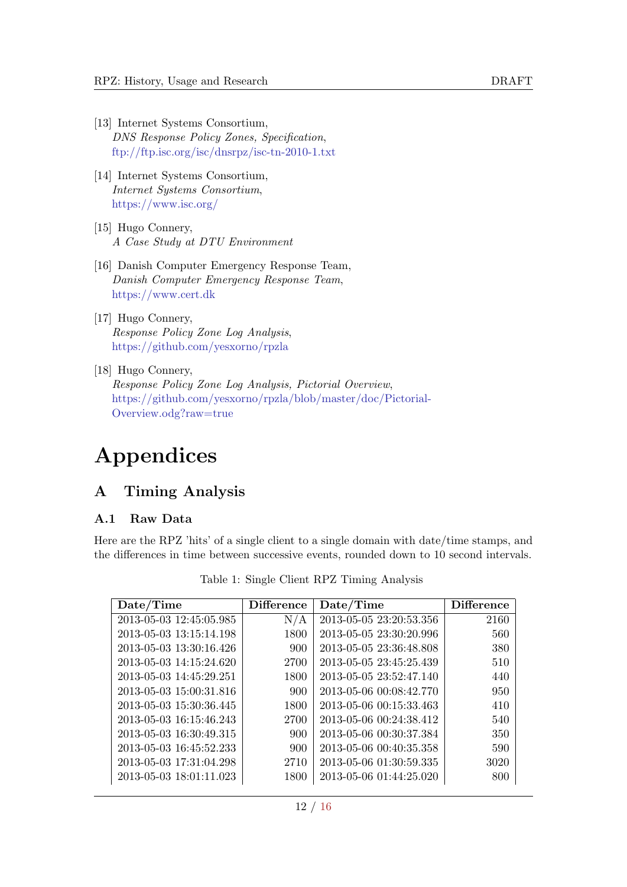[13] Internet Systems Consortium,
*DNS Response Policy Zones, Specification*,
ftp://ftp.isc.org/isc/dnsrpz/isc-tn-2010-1.txt

[14] Internet Systems Consortium,
*Internet Systems Consortium*,
https://www.isc.org/

[15] Hugo Connery,
*A Case Study at DTU Environment*

[16] Danish Computer Emergency Response Team,
*Danish Computer Emergency Response Team*,
https://www.cert.dk

[17] Hugo Connery,
*Response Policy Zone Log Analysis*,
https://github.com/yesxorno/rpzla

[18] Hugo Connery,
*Response Policy Zone Log Analysis, Pictorial Overview*,
https://github.com/yesxorno/rpzla/blob/master/doc/Pictorial-Overview.odg?raw=true

# Appendices

## A Timing Analysis

### A.1 Raw Data

Here are the RPZ 'hits' of a single client to a single domain with date/time stamps, and the differences in time between successive events, rounded down to 10 second intervals.

Table 1: Single Client RPZ Timing Analysis

| Date/Time | Difference | Date/Time | Difference |
|---|---|---|---|
| 2013-05-03 12:45:05.985 | N/A | 2013-05-05 23:20:53.356 | 2160 |
| 2013-05-03 13:15:14.198 | 1800 | 2013-05-05 23:30:20.996 | 560 |
| 2013-05-03 13:30:16.426 | 900 | 2013-05-05 23:36:48.808 | 380 |
| 2013-05-03 14:15:24.620 | 2700 | 2013-05-05 23:45:25.439 | 510 |
| 2013-05-03 14:45:29.251 | 1800 | 2013-05-05 23:52:47.140 | 440 |
| 2013-05-03 15:00:31.816 | 900 | 2013-05-06 00:08:42.770 | 950 |
| 2013-05-03 15:30:36.445 | 1800 | 2013-05-06 00:15:33.463 | 410 |
| 2013-05-03 16:15:46.243 | 2700 | 2013-05-06 00:24:38.412 | 540 |
| 2013-05-03 16:30:49.315 | 900 | 2013-05-06 00:30:37.384 | 350 |
| 2013-05-03 16:45:52.233 | 900 | 2013-05-06 00:40:35.358 | 590 |
| 2013-05-03 17:31:04.298 | 2710 | 2013-05-06 01:30:59.335 | 3020 |
| 2013-05-03 18:01:11.023 | 1800 | 2013-05-06 01:44:25.020 | 800 |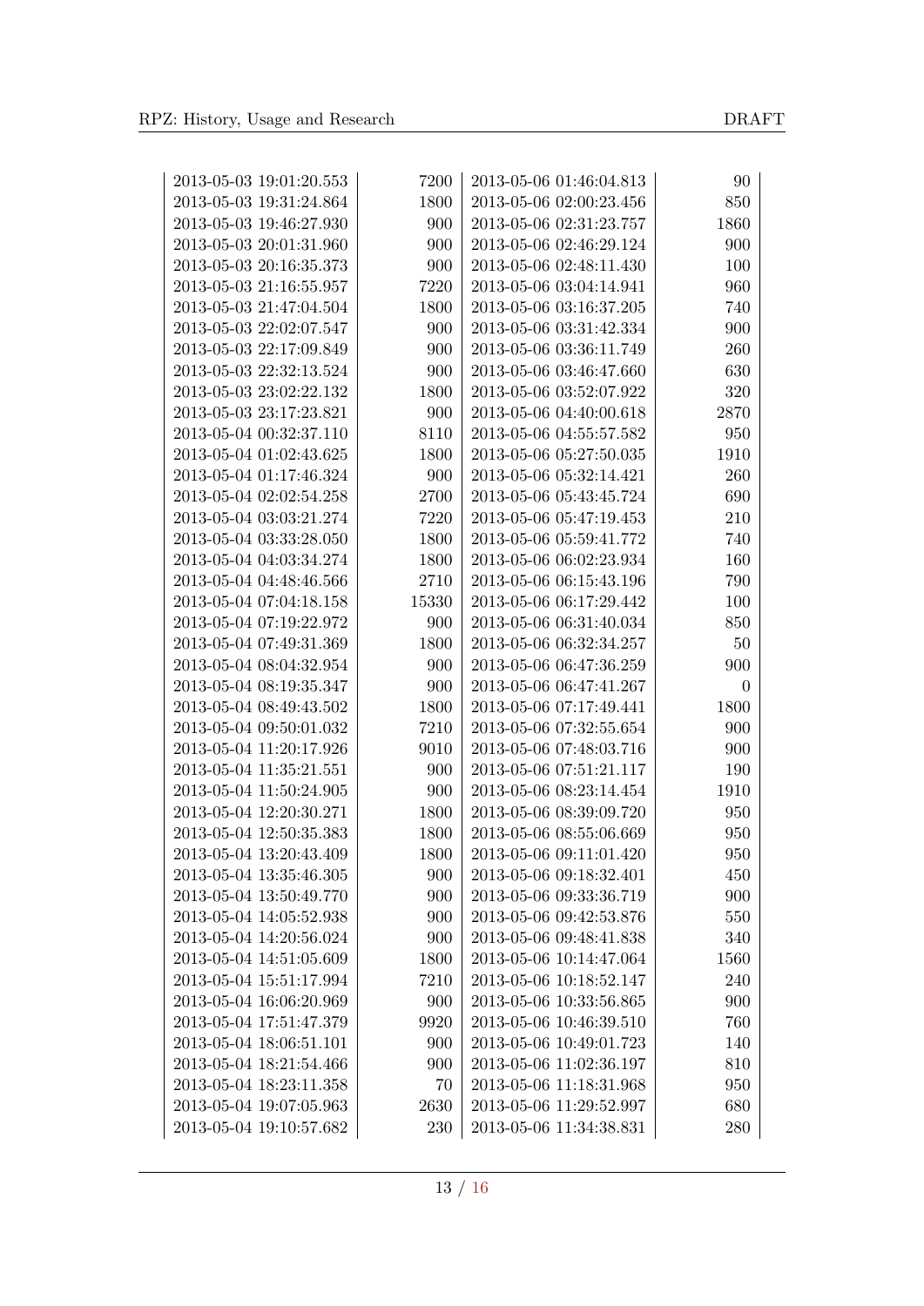| | | | |
|---|---|---|---|
| 2013-05-03 19:01:20.553 | 7200 | 2013-05-06 01:46:04.813 | 90 |
| 2013-05-03 19:31:24.864 | 1800 | 2013-05-06 02:00:23.456 | 850 |
| 2013-05-03 19:46:27.930 | 900 | 2013-05-06 02:31:23.757 | 1860 |
| 2013-05-03 20:01:31.960 | 900 | 2013-05-06 02:46:29.124 | 900 |
| 2013-05-03 20:16:35.373 | 900 | 2013-05-06 02:48:11.430 | 100 |
| 2013-05-03 21:16:55.957 | 7220 | 2013-05-06 03:04:14.941 | 960 |
| 2013-05-03 21:47:04.504 | 1800 | 2013-05-06 03:16:37.205 | 740 |
| 2013-05-03 22:02:07.547 | 900 | 2013-05-06 03:31:42.334 | 900 |
| 2013-05-03 22:17:09.849 | 900 | 2013-05-06 03:36:11.749 | 260 |
| 2013-05-03 22:32:13.524 | 900 | 2013-05-06 03:46:47.660 | 630 |
| 2013-05-03 23:02:22.132 | 1800 | 2013-05-06 03:52:07.922 | 320 |
| 2013-05-03 23:17:23.821 | 900 | 2013-05-06 04:40:00.618 | 2870 |
| 2013-05-04 00:32:37.110 | 8110 | 2013-05-06 04:55:57.582 | 950 |
| 2013-05-04 01:02:43.625 | 1800 | 2013-05-06 05:27:50.035 | 1910 |
| 2013-05-04 01:17:46.324 | 900 | 2013-05-06 05:32:14.421 | 260 |
| 2013-05-04 02:02:54.258 | 2700 | 2013-05-06 05:43:45.724 | 690 |
| 2013-05-04 03:03:21.274 | 7220 | 2013-05-06 05:47:19.453 | 210 |
| 2013-05-04 03:33:28.050 | 1800 | 2013-05-06 05:59:41.772 | 740 |
| 2013-05-04 04:03:34.274 | 1800 | 2013-05-06 06:02:23.934 | 160 |
| 2013-05-04 04:48:46.566 | 2710 | 2013-05-06 06:15:43.196 | 790 |
| 2013-05-04 07:04:18.158 | 15330 | 2013-05-06 06:17:29.442 | 100 |
| 2013-05-04 07:19:22.972 | 900 | 2013-05-06 06:31:40.034 | 850 |
| 2013-05-04 07:49:31.369 | 1800 | 2013-05-06 06:32:34.257 | 50 |
| 2013-05-04 08:04:32.954 | 900 | 2013-05-06 06:47:36.259 | 900 |
| 2013-05-04 08:19:35.347 | 900 | 2013-05-06 06:47:41.267 | 0 |
| 2013-05-04 08:49:43.502 | 1800 | 2013-05-06 07:17:49.441 | 1800 |
| 2013-05-04 09:50:01.032 | 7210 | 2013-05-06 07:32:55.654 | 900 |
| 2013-05-04 11:20:17.926 | 9010 | 2013-05-06 07:48:03.716 | 900 |
| 2013-05-04 11:35:21.551 | 900 | 2013-05-06 07:51:21.117 | 190 |
| 2013-05-04 11:50:24.905 | 900 | 2013-05-06 08:23:14.454 | 1910 |
| 2013-05-04 12:20:30.271 | 1800 | 2013-05-06 08:39:09.720 | 950 |
| 2013-05-04 12:50:35.383 | 1800 | 2013-05-06 08:55:06.669 | 950 |
| 2013-05-04 13:20:43.409 | 1800 | 2013-05-06 09:11:01.420 | 950 |
| 2013-05-04 13:35:46.305 | 900 | 2013-05-06 09:18:32.401 | 450 |
| 2013-05-04 13:50:49.770 | 900 | 2013-05-06 09:33:36.719 | 900 |
| 2013-05-04 14:05:52.938 | 900 | 2013-05-06 09:42:53.876 | 550 |
| 2013-05-04 14:20:56.024 | 900 | 2013-05-06 09:48:41.838 | 340 |
| 2013-05-04 14:51:05.609 | 1800 | 2013-05-06 10:14:47.064 | 1560 |
| 2013-05-04 15:51:17.994 | 7210 | 2013-05-06 10:18:52.147 | 240 |
| 2013-05-04 16:06:20.969 | 900 | 2013-05-06 10:33:56.865 | 900 |
| 2013-05-04 17:51:47.379 | 9920 | 2013-05-06 10:46:39.510 | 760 |
| 2013-05-04 18:06:51.101 | 900 | 2013-05-06 10:49:01.723 | 140 |
| 2013-05-04 18:21:54.466 | 900 | 2013-05-06 11:02:36.197 | 810 |
| 2013-05-04 18:23:11.358 | 70 | 2013-05-06 11:18:31.968 | 950 |
| 2013-05-04 19:07:05.963 | 2630 | 2013-05-06 11:29:52.997 | 680 |
| 2013-05-04 19:10:57.682 | 230 | 2013-05-06 11:34:38.831 | 280 |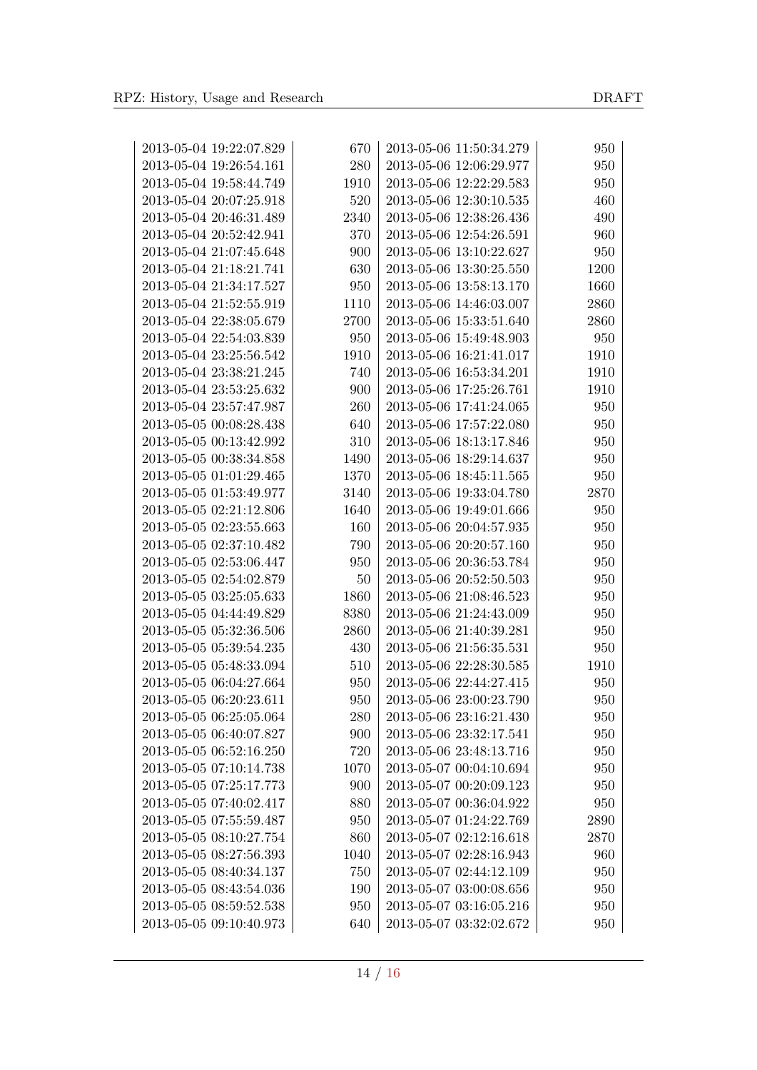| | | | |
|---|---|---|---|
| 2013-05-04 19:22:07.829 | 670 | 2013-05-06 11:50:34.279 | 950 |
| 2013-05-04 19:26:54.161 | 280 | 2013-05-06 12:06:29.977 | 950 |
| 2013-05-04 19:58:44.749 | 1910 | 2013-05-06 12:22:29.583 | 950 |
| 2013-05-04 20:07:25.918 | 520 | 2013-05-06 12:30:10.535 | 460 |
| 2013-05-04 20:46:31.489 | 2340 | 2013-05-06 12:38:26.436 | 490 |
| 2013-05-04 20:52:42.941 | 370 | 2013-05-06 12:54:26.591 | 960 |
| 2013-05-04 21:07:45.648 | 900 | 2013-05-06 13:10:22.627 | 950 |
| 2013-05-04 21:18:21.741 | 630 | 2013-05-06 13:30:25.550 | 1200 |
| 2013-05-04 21:34:17.527 | 950 | 2013-05-06 13:58:13.170 | 1660 |
| 2013-05-04 21:52:55.919 | 1110 | 2013-05-06 14:46:03.007 | 2860 |
| 2013-05-04 22:38:05.679 | 2700 | 2013-05-06 15:33:51.640 | 2860 |
| 2013-05-04 22:54:03.839 | 950 | 2013-05-06 15:49:48.903 | 950 |
| 2013-05-04 23:25:56.542 | 1910 | 2013-05-06 16:21:41.017 | 1910 |
| 2013-05-04 23:38:21.245 | 740 | 2013-05-06 16:53:34.201 | 1910 |
| 2013-05-04 23:53:25.632 | 900 | 2013-05-06 17:25:26.761 | 1910 |
| 2013-05-04 23:57:47.987 | 260 | 2013-05-06 17:41:24.065 | 950 |
| 2013-05-05 00:08:28.438 | 640 | 2013-05-06 17:57:22.080 | 950 |
| 2013-05-05 00:13:42.992 | 310 | 2013-05-06 18:13:17.846 | 950 |
| 2013-05-05 00:38:34.858 | 1490 | 2013-05-06 18:29:14.637 | 950 |
| 2013-05-05 01:01:29.465 | 1370 | 2013-05-06 18:45:11.565 | 950 |
| 2013-05-05 01:53:49.977 | 3140 | 2013-05-06 19:33:04.780 | 2870 |
| 2013-05-05 02:21:12.806 | 1640 | 2013-05-06 19:49:01.666 | 950 |
| 2013-05-05 02:23:55.663 | 160 | 2013-05-06 20:04:57.935 | 950 |
| 2013-05-05 02:37:10.482 | 790 | 2013-05-06 20:20:57.160 | 950 |
| 2013-05-05 02:53:06.447 | 950 | 2013-05-06 20:36:53.784 | 950 |
| 2013-05-05 02:54:02.879 | 50 | 2013-05-06 20:52:50.503 | 950 |
| 2013-05-05 03:25:05.633 | 1860 | 2013-05-06 21:08:46.523 | 950 |
| 2013-05-05 04:44:49.829 | 8380 | 2013-05-06 21:24:43.009 | 950 |
| 2013-05-05 05:32:36.506 | 2860 | 2013-05-06 21:40:39.281 | 950 |
| 2013-05-05 05:39:54.235 | 430 | 2013-05-06 21:56:35.531 | 950 |
| 2013-05-05 05:48:33.094 | 510 | 2013-05-06 22:28:30.585 | 1910 |
| 2013-05-05 06:04:27.664 | 950 | 2013-05-06 22:44:27.415 | 950 |
| 2013-05-05 06:20:23.611 | 950 | 2013-05-06 23:00:23.790 | 950 |
| 2013-05-05 06:25:05.064 | 280 | 2013-05-06 23:16:21.430 | 950 |
| 2013-05-05 06:40:07.827 | 900 | 2013-05-06 23:32:17.541 | 950 |
| 2013-05-05 06:52:16.250 | 720 | 2013-05-06 23:48:13.716 | 950 |
| 2013-05-05 07:10:14.738 | 1070 | 2013-05-07 00:04:10.694 | 950 |
| 2013-05-05 07:25:17.773 | 900 | 2013-05-07 00:20:09.123 | 950 |
| 2013-05-05 07:40:02.417 | 880 | 2013-05-07 00:36:04.922 | 950 |
| 2013-05-05 07:55:59.487 | 950 | 2013-05-07 01:24:22.769 | 2890 |
| 2013-05-05 08:10:27.754 | 860 | 2013-05-07 02:12:16.618 | 2870 |
| 2013-05-05 08:27:56.393 | 1040 | 2013-05-07 02:28:16.943 | 960 |
| 2013-05-05 08:40:34.137 | 750 | 2013-05-07 02:44:12.109 | 950 |
| 2013-05-05 08:43:54.036 | 190 | 2013-05-07 03:00:08.656 | 950 |
| 2013-05-05 08:59:52.538 | 950 | 2013-05-07 03:16:05.216 | 950 |
| 2013-05-05 09:10:40.973 | 640 | 2013-05-07 03:32:02.672 | 950 |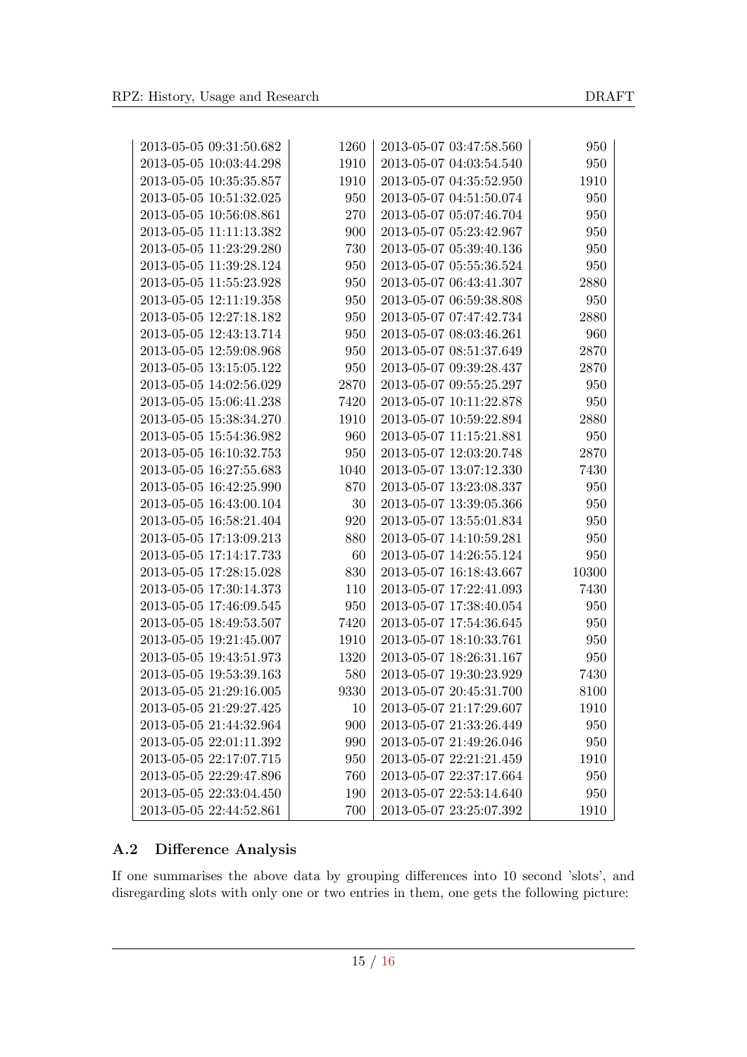| | | | |
|---|---|---|---|
| 2013-05-05 09:31:50.682 | 1260 | 2013-05-07 03:47:58.560 | 950 |
| 2013-05-05 10:03:44.298 | 1910 | 2013-05-07 04:03:54.540 | 950 |
| 2013-05-05 10:35:35.857 | 1910 | 2013-05-07 04:35:52.950 | 1910 |
| 2013-05-05 10:51:32.025 | 950 | 2013-05-07 04:51:50.074 | 950 |
| 2013-05-05 10:56:08.861 | 270 | 2013-05-07 05:07:46.704 | 950 |
| 2013-05-05 11:11:13.382 | 900 | 2013-05-07 05:23:42.967 | 950 |
| 2013-05-05 11:23:29.280 | 730 | 2013-05-07 05:39:40.136 | 950 |
| 2013-05-05 11:39:28.124 | 950 | 2013-05-07 05:55:36.524 | 950 |
| 2013-05-05 11:55:23.928 | 950 | 2013-05-07 06:43:41.307 | 2880 |
| 2013-05-05 12:11:19.358 | 950 | 2013-05-07 06:59:38.808 | 950 |
| 2013-05-05 12:27:18.182 | 950 | 2013-05-07 07:47:42.734 | 2880 |
| 2013-05-05 12:43:13.714 | 950 | 2013-05-07 08:03:46.261 | 960 |
| 2013-05-05 12:59:08.968 | 950 | 2013-05-07 08:51:37.649 | 2870 |
| 2013-05-05 13:15:05.122 | 950 | 2013-05-07 09:39:28.437 | 2870 |
| 2013-05-05 14:02:56.029 | 2870 | 2013-05-07 09:55:25.297 | 950 |
| 2013-05-05 15:06:41.238 | 7420 | 2013-05-07 10:11:22.878 | 950 |
| 2013-05-05 15:38:34.270 | 1910 | 2013-05-07 10:59:22.894 | 2880 |
| 2013-05-05 15:54:36.982 | 960 | 2013-05-07 11:15:21.881 | 950 |
| 2013-05-05 16:10:32.753 | 950 | 2013-05-07 12:03:20.748 | 2870 |
| 2013-05-05 16:27:55.683 | 1040 | 2013-05-07 13:07:12.330 | 7430 |
| 2013-05-05 16:42:25.990 | 870 | 2013-05-07 13:23:08.337 | 950 |
| 2013-05-05 16:43:00.104 | 30 | 2013-05-07 13:39:05.366 | 950 |
| 2013-05-05 16:58:21.404 | 920 | 2013-05-07 13:55:01.834 | 950 |
| 2013-05-05 17:13:09.213 | 880 | 2013-05-07 14:10:59.281 | 950 |
| 2013-05-05 17:14:17.733 | 60 | 2013-05-07 14:26:55.124 | 950 |
| 2013-05-05 17:28:15.028 | 830 | 2013-05-07 16:18:43.667 | 10300 |
| 2013-05-05 17:30:14.373 | 110 | 2013-05-07 17:22:41.093 | 7430 |
| 2013-05-05 17:46:09.545 | 950 | 2013-05-07 17:38:40.054 | 950 |
| 2013-05-05 18:49:53.507 | 7420 | 2013-05-07 17:54:36.645 | 950 |
| 2013-05-05 19:21:45.007 | 1910 | 2013-05-07 18:10:33.761 | 950 |
| 2013-05-05 19:43:51.973 | 1320 | 2013-05-07 18:26:31.167 | 950 |
| 2013-05-05 19:53:39.163 | 580 | 2013-05-07 19:30:23.929 | 7430 |
| 2013-05-05 21:29:16.005 | 9330 | 2013-05-07 20:45:31.700 | 8100 |
| 2013-05-05 21:29:27.425 | 10 | 2013-05-07 21:17:29.607 | 1910 |
| 2013-05-05 21:44:32.964 | 900 | 2013-05-07 21:33:26.449 | 950 |
| 2013-05-05 22:01:11.392 | 990 | 2013-05-07 21:49:26.046 | 950 |
| 2013-05-05 22:17:07.715 | 950 | 2013-05-07 22:21:21.459 | 1910 |
| 2013-05-05 22:29:47.896 | 760 | 2013-05-07 22:37:17.664 | 950 |
| 2013-05-05 22:33:04.450 | 190 | 2013-05-07 22:53:14.640 | 950 |
| 2013-05-05 22:44:52.861 | 700 | 2013-05-07 23:25:07.392 | 1910 |

### A.2 Difference Analysis

If one summarises the above data by grouping differences into 10 second 'slots', and disregarding slots with only one or two entries in them, one gets the following picture: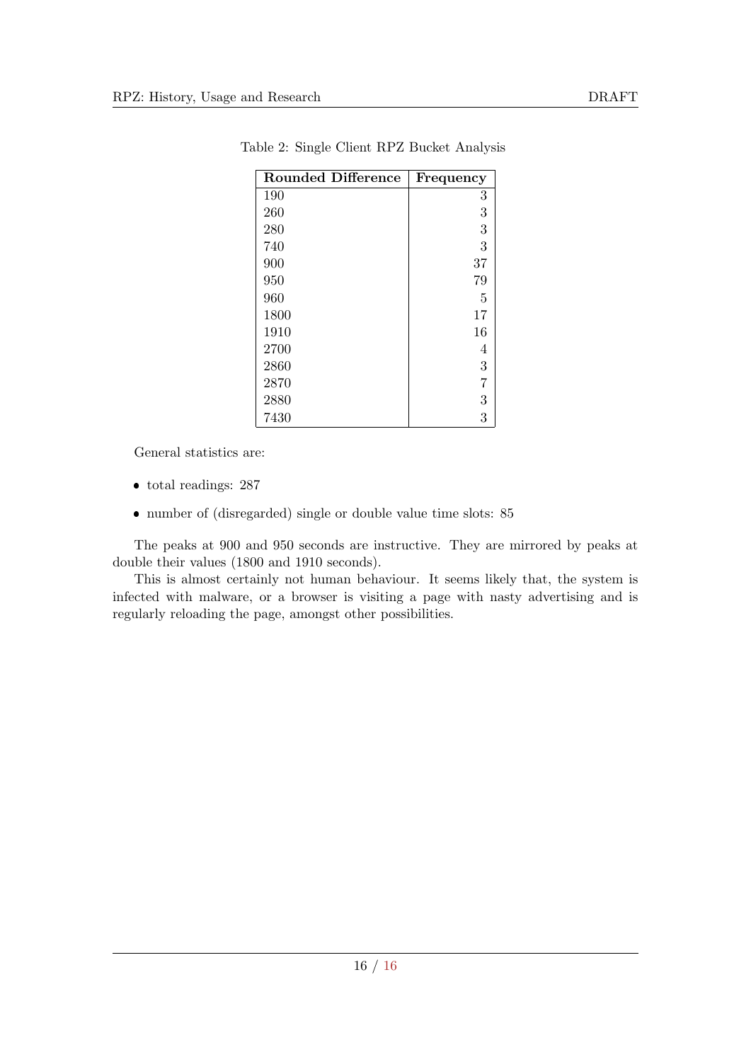Table 2: Single Client RPZ Bucket Analysis

| Rounded Difference | Frequency |
|---|---|
| 190 | 3 |
| 260 | 3 |
| 280 | 3 |
| 740 | 3 |
| 900 | 37 |
| 950 | 79 |
| 960 | 5 |
| 1800 | 17 |
| 1910 | 16 |
| 2700 | 4 |
| 2860 | 3 |
| 2870 | 7 |
| 2880 | 3 |
| 7430 | 3 |

General statistics are:

- total readings: 287
- number of (disregarded) single or double value time slots: 85

The peaks at 900 and 950 seconds are instructive. They are mirrored by peaks at double their values (1800 and 1910 seconds).

This is almost certainly not human behaviour. It seems likely that, the system is infected with malware, or a browser is visiting a page with nasty advertising and is regularly reloading the page, amongst other possibilities.